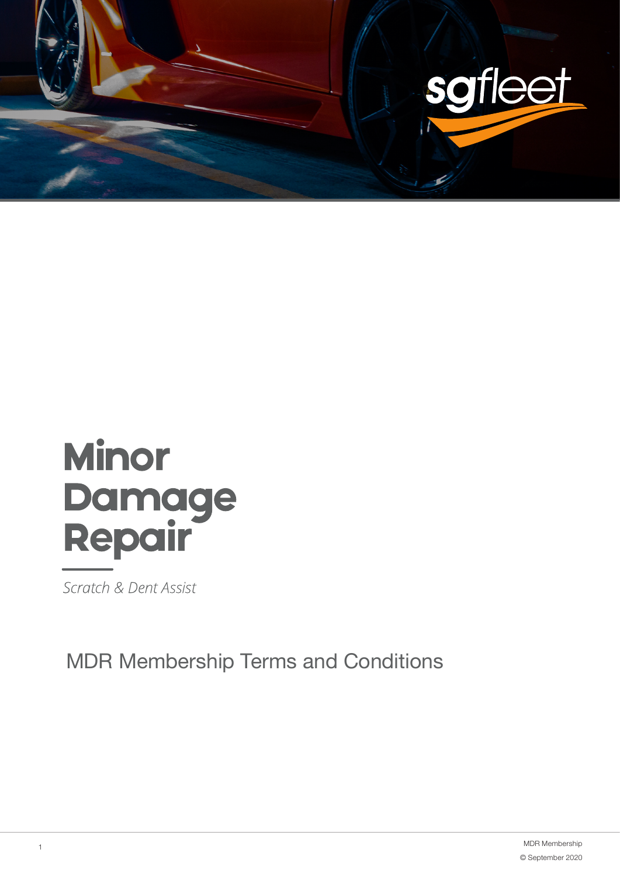sgfleet

# Minor Damage Repair

*Scratch & Dent Assist*

## MDR Membership Terms and Conditions

MDR Membership
© September 2020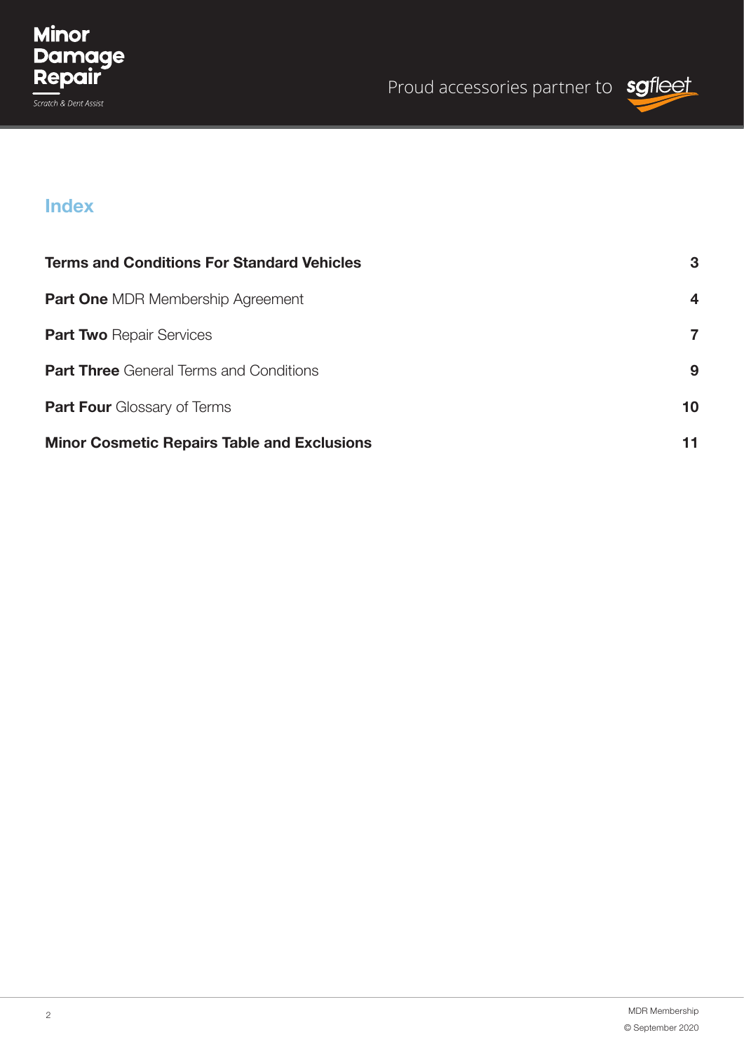## Index

| | |
|---|---|
| **Terms and Conditions For Standard Vehicles** | **3** |
| **Part One** MDR Membership Agreement | **4** |
| **Part Two** Repair Services | **7** |
| **Part Three** General Terms and Conditions | **9** |
| **Part Four** Glossary of Terms | **10** |
| **Minor Cosmetic Repairs Table and Exclusions** | **11** |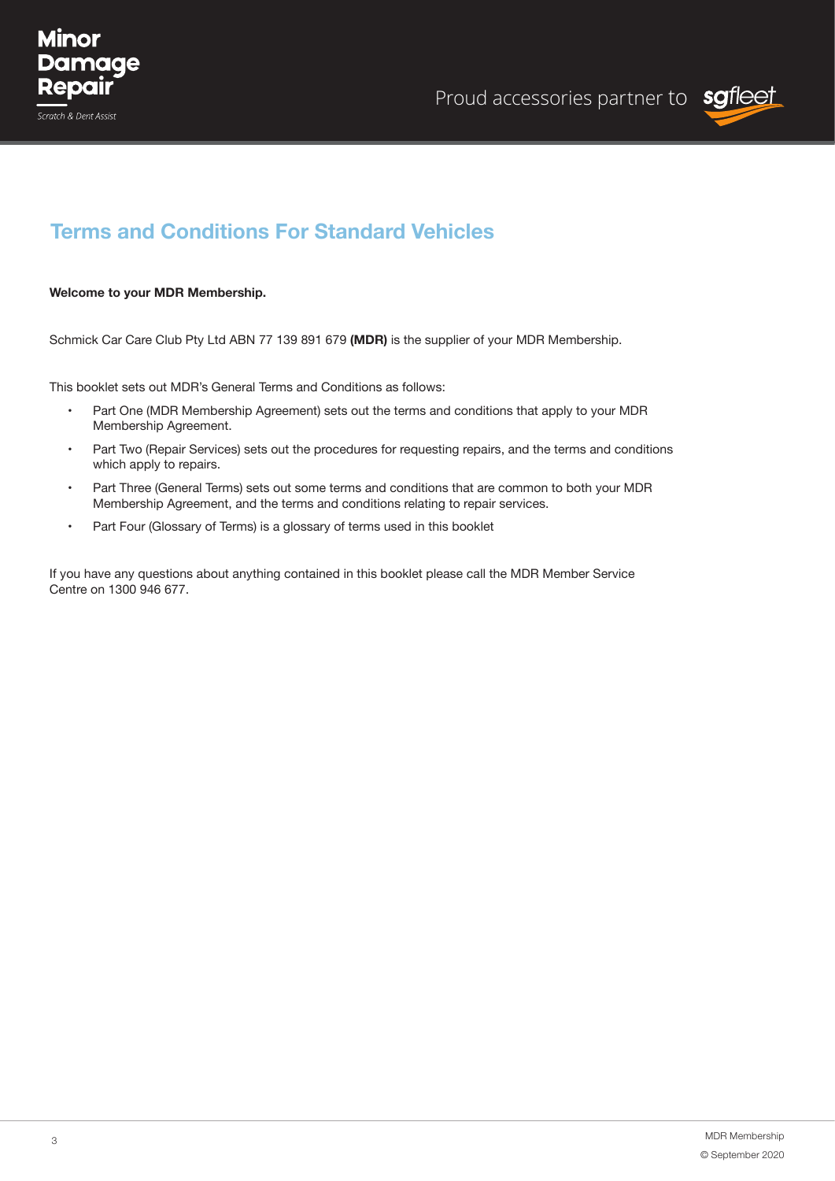# Terms and Conditions For Standard Vehicles

**Welcome to your MDR Membership.**

Schmick Car Care Club Pty Ltd ABN 77 139 891 679 **(MDR)** is the supplier of your MDR Membership.

This booklet sets out MDR's General Terms and Conditions as follows:

- Part One (MDR Membership Agreement) sets out the terms and conditions that apply to your MDR Membership Agreement.
- Part Two (Repair Services) sets out the procedures for requesting repairs, and the terms and conditions which apply to repairs.
- Part Three (General Terms) sets out some terms and conditions that are common to both your MDR Membership Agreement, and the terms and conditions relating to repair services.
- Part Four (Glossary of Terms) is a glossary of terms used in this booklet

If you have any questions about anything contained in this booklet please call the MDR Member Service Centre on 1300 946 677.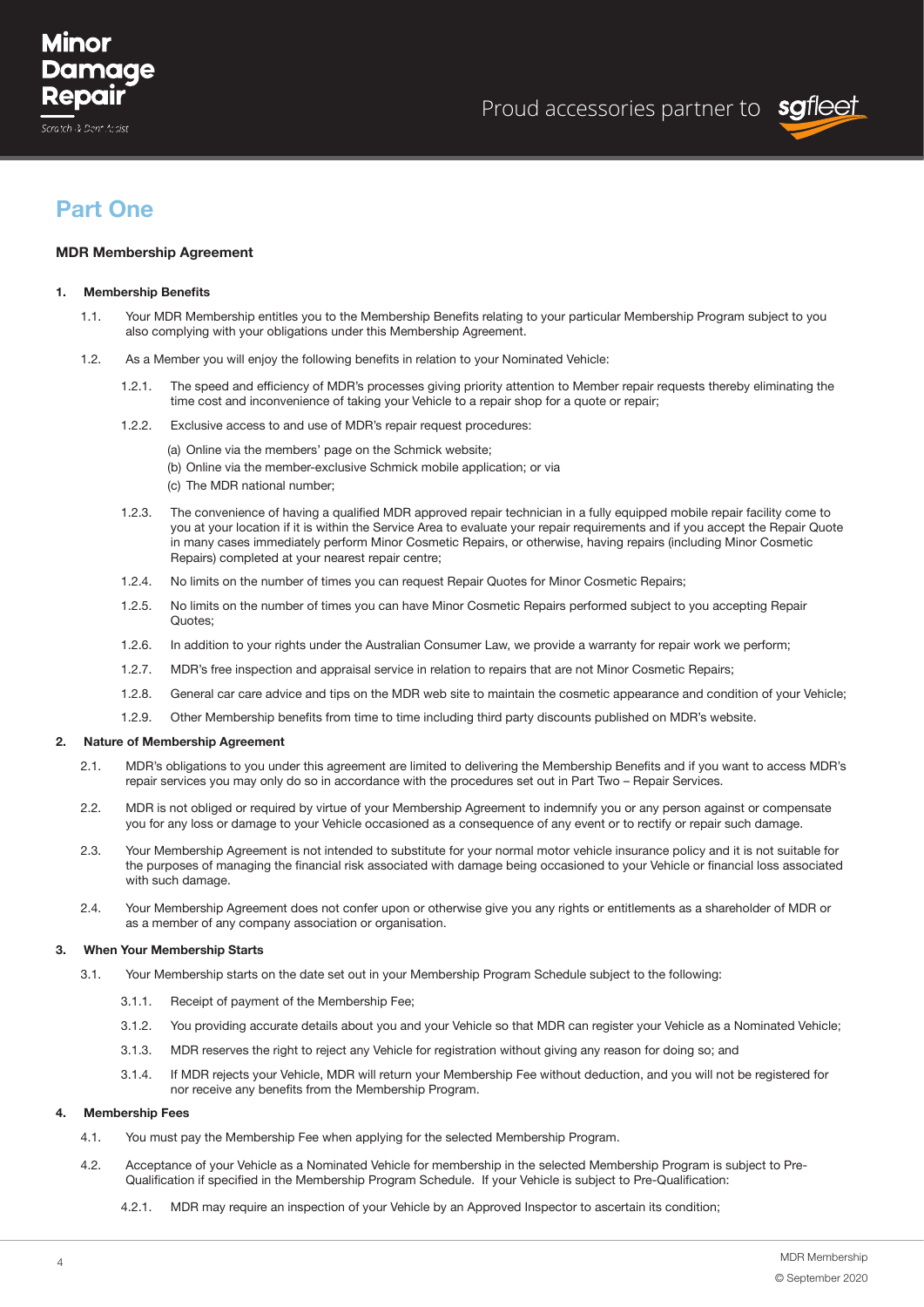## Part One

### MDR Membership Agreement

**1. Membership Benefits**

1.1. Your MDR Membership entitles you to the Membership Benefits relating to your particular Membership Program subject to you also complying with your obligations under this Membership Agreement.

1.2. As a Member you will enjoy the following benefits in relation to your Nominated Vehicle:

1.2.1. The speed and efficiency of MDR's processes giving priority attention to Member repair requests thereby eliminating the time cost and inconvenience of taking your Vehicle to a repair shop for a quote or repair;

1.2.2. Exclusive access to and use of MDR's repair request procedures:

(a) Online via the members' page on the Schmick website;
(b) Online via the member-exclusive Schmick mobile application; or via
(c) The MDR national number;

1.2.3. The convenience of having a qualified MDR approved repair technician in a fully equipped mobile repair facility come to you at your location if it is within the Service Area to evaluate your repair requirements and if you accept the Repair Quote in many cases immediately perform Minor Cosmetic Repairs, or otherwise, having repairs (including Minor Cosmetic Repairs) completed at your nearest repair centre;

1.2.4. No limits on the number of times you can request Repair Quotes for Minor Cosmetic Repairs;

1.2.5. No limits on the number of times you can have Minor Cosmetic Repairs performed subject to you accepting Repair Quotes;

1.2.6. In addition to your rights under the Australian Consumer Law, we provide a warranty for repair work we perform;

1.2.7. MDR's free inspection and appraisal service in relation to repairs that are not Minor Cosmetic Repairs;

1.2.8. General car care advice and tips on the MDR web site to maintain the cosmetic appearance and condition of your Vehicle;

1.2.9. Other Membership benefits from time to time including third party discounts published on MDR's website.

**2. Nature of Membership Agreement**

2.1. MDR's obligations to you under this agreement are limited to delivering the Membership Benefits and if you want to access MDR's repair services you may only do so in accordance with the procedures set out in Part Two – Repair Services.

2.2. MDR is not obliged or required by virtue of your Membership Agreement to indemnify you or any person against or compensate you for any loss or damage to your Vehicle occasioned as a consequence of any event or to rectify or repair such damage.

2.3. Your Membership Agreement is not intended to substitute for your normal motor vehicle insurance policy and it is not suitable for the purposes of managing the financial risk associated with damage being occasioned to your Vehicle or financial loss associated with such damage.

2.4. Your Membership Agreement does not confer upon or otherwise give you any rights or entitlements as a shareholder of MDR or as a member of any company association or organisation.

**3. When Your Membership Starts**

3.1. Your Membership starts on the date set out in your Membership Program Schedule subject to the following:

3.1.1. Receipt of payment of the Membership Fee;

3.1.2. You providing accurate details about you and your Vehicle so that MDR can register your Vehicle as a Nominated Vehicle;

3.1.3. MDR reserves the right to reject any Vehicle for registration without giving any reason for doing so; and

3.1.4. If MDR rejects your Vehicle, MDR will return your Membership Fee without deduction, and you will not be registered for nor receive any benefits from the Membership Program.

**4. Membership Fees**

4.1. You must pay the Membership Fee when applying for the selected Membership Program.

4.2. Acceptance of your Vehicle as a Nominated Vehicle for membership in the selected Membership Program is subject to Pre-Qualification if specified in the Membership Program Schedule. If your Vehicle is subject to Pre-Qualification:

4.2.1. MDR may require an inspection of your Vehicle by an Approved Inspector to ascertain its condition;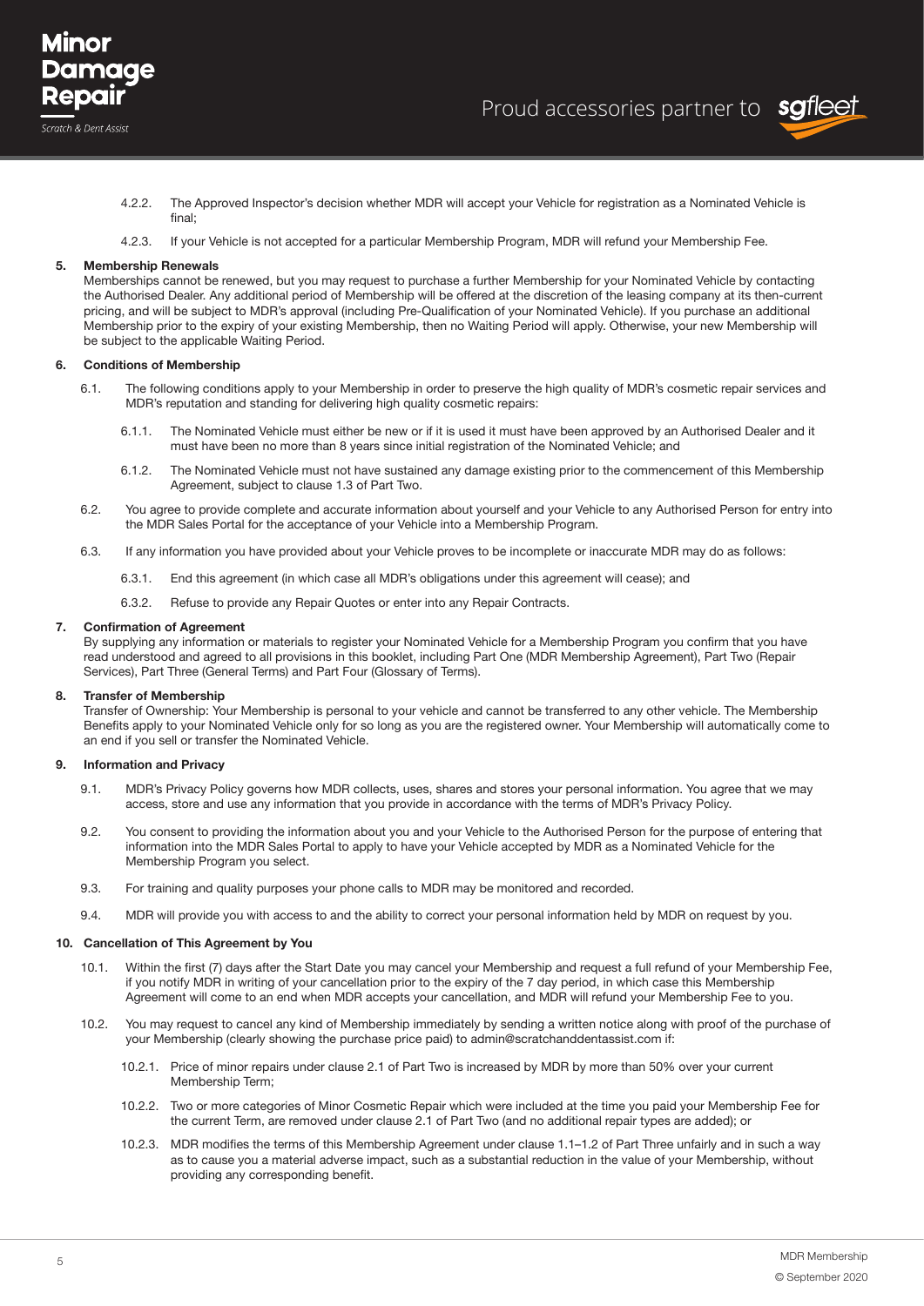4.2.2. The Approved Inspector's decision whether MDR will accept your Vehicle for registration as a Nominated Vehicle is final;

4.2.3. If your Vehicle is not accepted for a particular Membership Program, MDR will refund your Membership Fee.

**5. Membership Renewals**

Memberships cannot be renewed, but you may request to purchase a further Membership for your Nominated Vehicle by contacting the Authorised Dealer. Any additional period of Membership will be offered at the discretion of the leasing company at its then-current pricing, and will be subject to MDR's approval (including Pre-Qualification of your Nominated Vehicle). If you purchase an additional Membership prior to the expiry of your existing Membership, then no Waiting Period will apply. Otherwise, your new Membership will be subject to the applicable Waiting Period.

**6. Conditions of Membership**

6.1. The following conditions apply to your Membership in order to preserve the high quality of MDR's cosmetic repair services and MDR's reputation and standing for delivering high quality cosmetic repairs:

6.1.1. The Nominated Vehicle must either be new or if it is used it must have been approved by an Authorised Dealer and it must have been no more than 8 years since initial registration of the Nominated Vehicle; and

6.1.2. The Nominated Vehicle must not have sustained any damage existing prior to the commencement of this Membership Agreement, subject to clause 1.3 of Part Two.

6.2. You agree to provide complete and accurate information about yourself and your Vehicle to any Authorised Person for entry into the MDR Sales Portal for the acceptance of your Vehicle into a Membership Program.

6.3. If any information you have provided about your Vehicle proves to be incomplete or inaccurate MDR may do as follows:

6.3.1. End this agreement (in which case all MDR's obligations under this agreement will cease); and

6.3.2. Refuse to provide any Repair Quotes or enter into any Repair Contracts.

**7. Confirmation of Agreement**

By supplying any information or materials to register your Nominated Vehicle for a Membership Program you confirm that you have read understood and agreed to all provisions in this booklet, including Part One (MDR Membership Agreement), Part Two (Repair Services), Part Three (General Terms) and Part Four (Glossary of Terms).

**8. Transfer of Membership**

Transfer of Ownership: Your Membership is personal to your vehicle and cannot be transferred to any other vehicle. The Membership Benefits apply to your Nominated Vehicle only for so long as you are the registered owner. Your Membership will automatically come to an end if you sell or transfer the Nominated Vehicle.

**9. Information and Privacy**

9.1. MDR's Privacy Policy governs how MDR collects, uses, shares and stores your personal information. You agree that we may access, store and use any information that you provide in accordance with the terms of MDR's Privacy Policy.

9.2. You consent to providing the information about you and your Vehicle to the Authorised Person for the purpose of entering that information into the MDR Sales Portal to apply to have your Vehicle accepted by MDR as a Nominated Vehicle for the Membership Program you select.

9.3. For training and quality purposes your phone calls to MDR may be monitored and recorded.

9.4. MDR will provide you with access to and the ability to correct your personal information held by MDR on request by you.

**10. Cancellation of This Agreement by You**

10.1. Within the first (7) days after the Start Date you may cancel your Membership and request a full refund of your Membership Fee, if you notify MDR in writing of your cancellation prior to the expiry of the 7 day period, in which case this Membership Agreement will come to an end when MDR accepts your cancellation, and MDR will refund your Membership Fee to you.

10.2. You may request to cancel any kind of Membership immediately by sending a written notice along with proof of the purchase of your Membership (clearly showing the purchase price paid) to admin@scratchanddentassist.com if:

10.2.1. Price of minor repairs under clause 2.1 of Part Two is increased by MDR by more than 50% over your current Membership Term;

10.2.2. Two or more categories of Minor Cosmetic Repair which were included at the time you paid your Membership Fee for the current Term, are removed under clause 2.1 of Part Two (and no additional repair types are added); or

10.2.3. MDR modifies the terms of this Membership Agreement under clause 1.1–1.2 of Part Three unfairly and in such a way as to cause you a material adverse impact, such as a substantial reduction in the value of your Membership, without providing any corresponding benefit.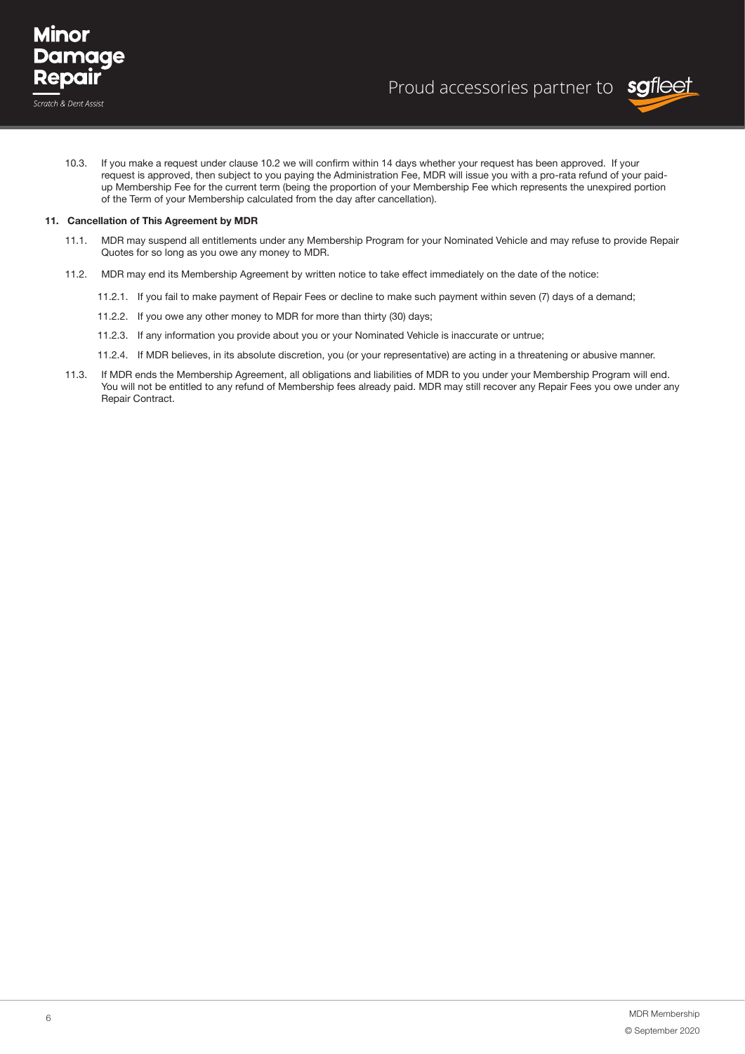10.3. If you make a request under clause 10.2 we will confirm within 14 days whether your request has been approved. If your request is approved, then subject to you paying the Administration Fee, MDR will issue you with a pro-rata refund of your paid-up Membership Fee for the current term (being the proportion of your Membership Fee which represents the unexpired portion of the Term of your Membership calculated from the day after cancellation).

**11. Cancellation of This Agreement by MDR**

11.1. MDR may suspend all entitlements under any Membership Program for your Nominated Vehicle and may refuse to provide Repair Quotes for so long as you owe any money to MDR.

11.2. MDR may end its Membership Agreement by written notice to take effect immediately on the date of the notice:

11.2.1. If you fail to make payment of Repair Fees or decline to make such payment within seven (7) days of a demand;

11.2.2. If you owe any other money to MDR for more than thirty (30) days;

11.2.3. If any information you provide about you or your Nominated Vehicle is inaccurate or untrue;

11.2.4. If MDR believes, in its absolute discretion, you (or your representative) are acting in a threatening or abusive manner.

11.3. If MDR ends the Membership Agreement, all obligations and liabilities of MDR to you under your Membership Program will end. You will not be entitled to any refund of Membership fees already paid. MDR may still recover any Repair Fees you owe under any Repair Contract.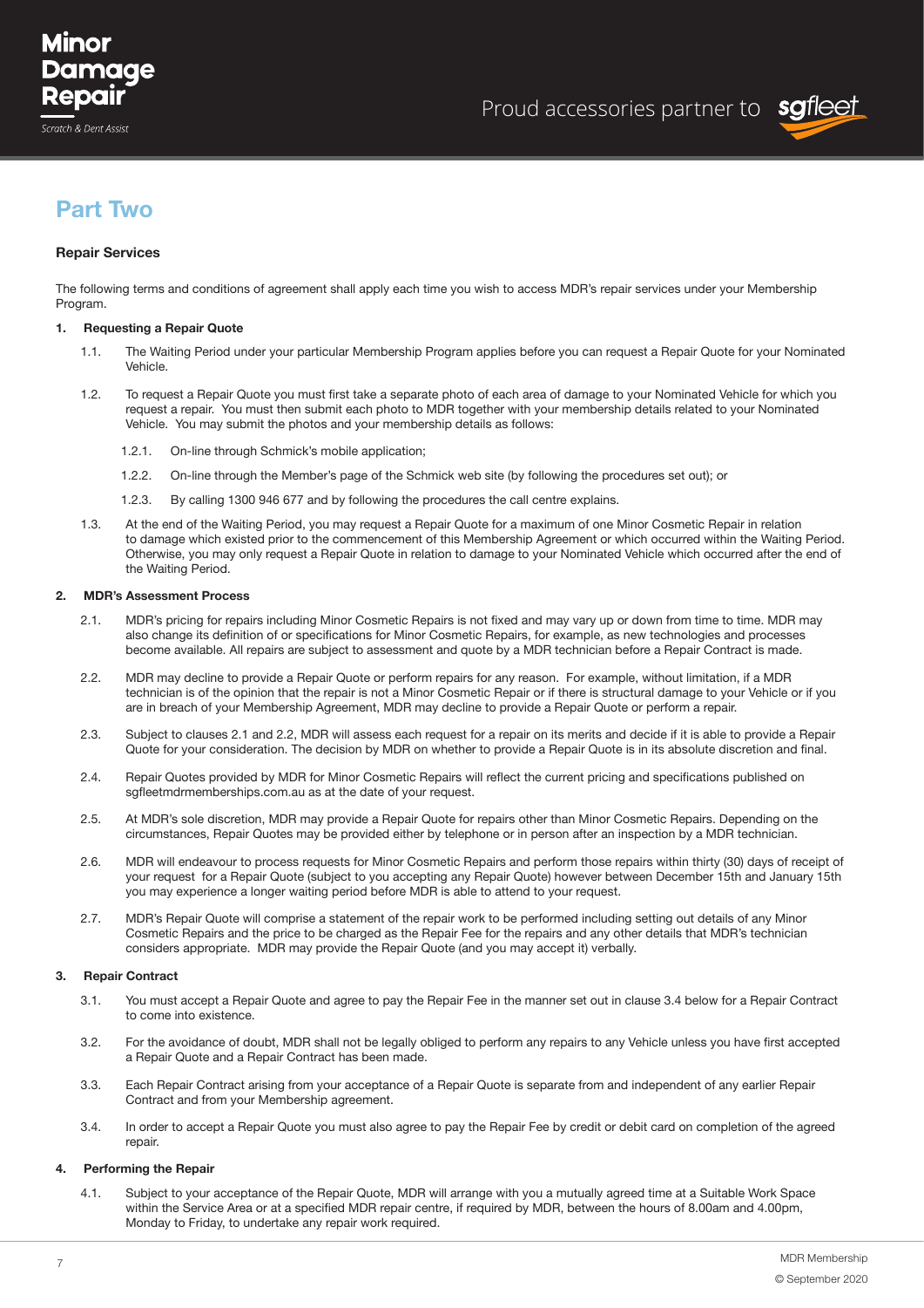# Part Two

### Repair Services

The following terms and conditions of agreement shall apply each time you wish to access MDR's repair services under your Membership Program.

**1. Requesting a Repair Quote**

1.1. The Waiting Period under your particular Membership Program applies before you can request a Repair Quote for your Nominated Vehicle.

1.2. To request a Repair Quote you must first take a separate photo of each area of damage to your Nominated Vehicle for which you request a repair. You must then submit each photo to MDR together with your membership details related to your Nominated Vehicle. You may submit the photos and your membership details as follows:

1.2.1. On-line through Schmick's mobile application;

1.2.2. On-line through the Member's page of the Schmick web site (by following the procedures set out); or

1.2.3. By calling 1300 946 677 and by following the procedures the call centre explains.

1.3. At the end of the Waiting Period, you may request a Repair Quote for a maximum of one Minor Cosmetic Repair in relation to damage which existed prior to the commencement of this Membership Agreement or which occurred within the Waiting Period. Otherwise, you may only request a Repair Quote in relation to damage to your Nominated Vehicle which occurred after the end of the Waiting Period.

**2. MDR's Assessment Process**

2.1. MDR's pricing for repairs including Minor Cosmetic Repairs is not fixed and may vary up or down from time to time. MDR may also change its definition of or specifications for Minor Cosmetic Repairs, for example, as new technologies and processes become available. All repairs are subject to assessment and quote by a MDR technician before a Repair Contract is made.

2.2. MDR may decline to provide a Repair Quote or perform repairs for any reason. For example, without limitation, if a MDR technician is of the opinion that the repair is not a Minor Cosmetic Repair or if there is structural damage to your Vehicle or if you are in breach of your Membership Agreement, MDR may decline to provide a Repair Quote or perform a repair.

2.3. Subject to clauses 2.1 and 2.2, MDR will assess each request for a repair on its merits and decide if it is able to provide a Repair Quote for your consideration. The decision by MDR on whether to provide a Repair Quote is in its absolute discretion and final.

2.4. Repair Quotes provided by MDR for Minor Cosmetic Repairs will reflect the current pricing and specifications published on sgfleetmdrmemberships.com.au as at the date of your request.

2.5. At MDR's sole discretion, MDR may provide a Repair Quote for repairs other than Minor Cosmetic Repairs. Depending on the circumstances, Repair Quotes may be provided either by telephone or in person after an inspection by a MDR technician.

2.6. MDR will endeavour to process requests for Minor Cosmetic Repairs and perform those repairs within thirty (30) days of receipt of your request for a Repair Quote (subject to you accepting any Repair Quote) however between December 15th and January 15th you may experience a longer waiting period before MDR is able to attend to your request.

2.7. MDR's Repair Quote will comprise a statement of the repair work to be performed including setting out details of any Minor Cosmetic Repairs and the price to be charged as the Repair Fee for the repairs and any other details that MDR's technician considers appropriate. MDR may provide the Repair Quote (and you may accept it) verbally.

**3. Repair Contract**

3.1. You must accept a Repair Quote and agree to pay the Repair Fee in the manner set out in clause 3.4 below for a Repair Contract to come into existence.

3.2. For the avoidance of doubt, MDR shall not be legally obliged to perform any repairs to any Vehicle unless you have first accepted a Repair Quote and a Repair Contract has been made.

3.3. Each Repair Contract arising from your acceptance of a Repair Quote is separate from and independent of any earlier Repair Contract and from your Membership agreement.

3.4. In order to accept a Repair Quote you must also agree to pay the Repair Fee by credit or debit card on completion of the agreed repair.

**4. Performing the Repair**

4.1. Subject to your acceptance of the Repair Quote, MDR will arrange with you a mutually agreed time at a Suitable Work Space within the Service Area or at a specified MDR repair centre, if required by MDR, between the hours of 8.00am and 4.00pm, Monday to Friday, to undertake any repair work required.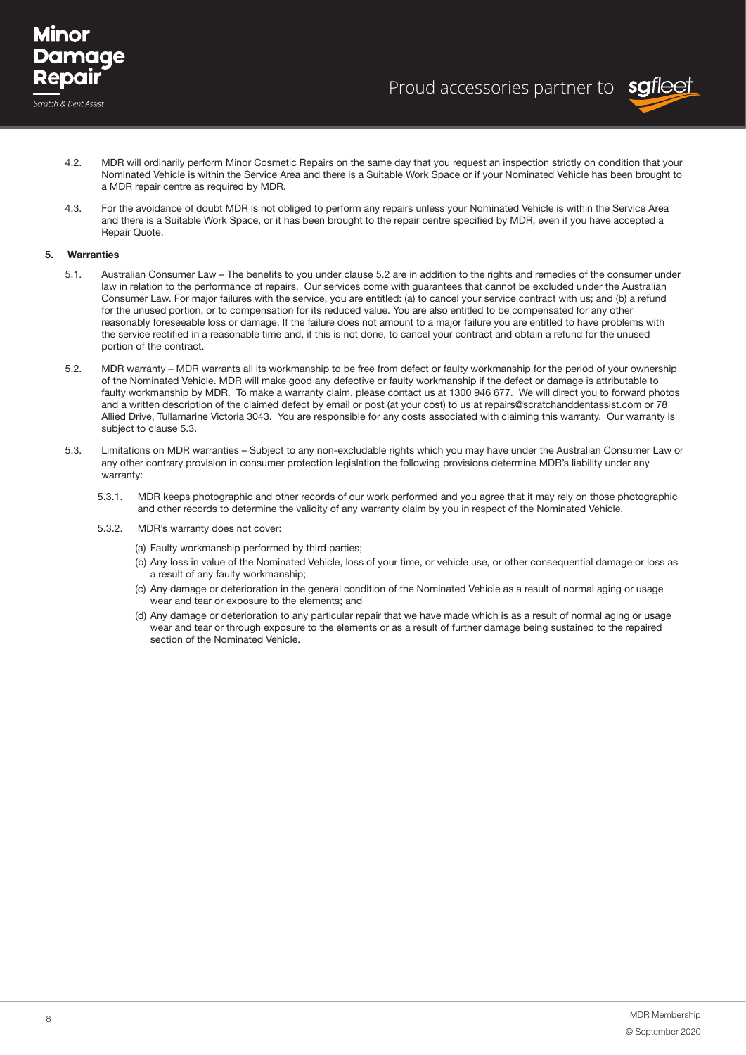4.2. MDR will ordinarily perform Minor Cosmetic Repairs on the same day that you request an inspection strictly on condition that your Nominated Vehicle is within the Service Area and there is a Suitable Work Space or if your Nominated Vehicle has been brought to a MDR repair centre as required by MDR.

4.3. For the avoidance of doubt MDR is not obliged to perform any repairs unless your Nominated Vehicle is within the Service Area and there is a Suitable Work Space, or it has been brought to the repair centre specified by MDR, even if you have accepted a Repair Quote.

**5. Warranties**

5.1. Australian Consumer Law – The benefits to you under clause 5.2 are in addition to the rights and remedies of the consumer under law in relation to the performance of repairs. Our services come with guarantees that cannot be excluded under the Australian Consumer Law. For major failures with the service, you are entitled: (a) to cancel your service contract with us; and (b) a refund for the unused portion, or to compensation for its reduced value. You are also entitled to be compensated for any other reasonably foreseeable loss or damage. If the failure does not amount to a major failure you are entitled to have problems with the service rectified in a reasonable time and, if this is not done, to cancel your contract and obtain a refund for the unused portion of the contract.

5.2. MDR warranty – MDR warrants all its workmanship to be free from defect or faulty workmanship for the period of your ownership of the Nominated Vehicle. MDR will make good any defective or faulty workmanship if the defect or damage is attributable to faulty workmanship by MDR. To make a warranty claim, please contact us at 1300 946 677. We will direct you to forward photos and a written description of the claimed defect by email or post (at your cost) to us at repairs@scratchanddentassist.com or 78 Allied Drive, Tullamarine Victoria 3043. You are responsible for any costs associated with claiming this warranty. Our warranty is subject to clause 5.3.

5.3. Limitations on MDR warranties – Subject to any non-excludable rights which you may have under the Australian Consumer Law or any other contrary provision in consumer protection legislation the following provisions determine MDR's liability under any warranty:

5.3.1. MDR keeps photographic and other records of our work performed and you agree that it may rely on those photographic and other records to determine the validity of any warranty claim by you in respect of the Nominated Vehicle.

5.3.2. MDR's warranty does not cover:

(a) Faulty workmanship performed by third parties;

(b) Any loss in value of the Nominated Vehicle, loss of your time, or vehicle use, or other consequential damage or loss as a result of any faulty workmanship;

(c) Any damage or deterioration in the general condition of the Nominated Vehicle as a result of normal aging or usage wear and tear or exposure to the elements; and

(d) Any damage or deterioration to any particular repair that we have made which is as a result of normal aging or usage wear and tear or through exposure to the elements or as a result of further damage being sustained to the repaired section of the Nominated Vehicle.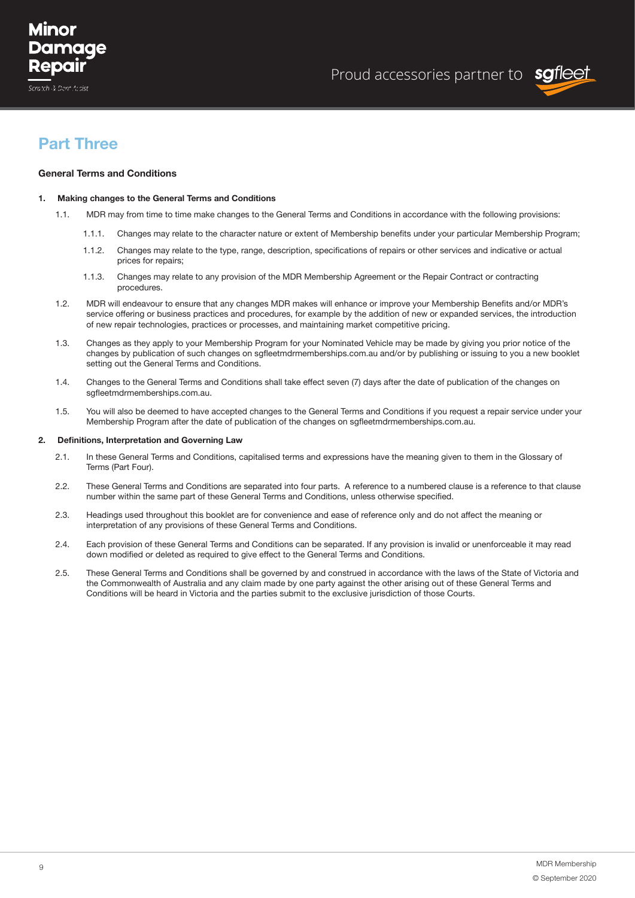# Part Three

**General Terms and Conditions**

**1. Making changes to the General Terms and Conditions**

1.1. MDR may from time to time make changes to the General Terms and Conditions in accordance with the following provisions:

1.1.1. Changes may relate to the character nature or extent of Membership benefits under your particular Membership Program;

1.1.2. Changes may relate to the type, range, description, specifications of repairs or other services and indicative or actual prices for repairs;

1.1.3. Changes may relate to any provision of the MDR Membership Agreement or the Repair Contract or contracting procedures.

1.2. MDR will endeavour to ensure that any changes MDR makes will enhance or improve your Membership Benefits and/or MDR's service offering or business practices and procedures, for example by the addition of new or expanded services, the introduction of new repair technologies, practices or processes, and maintaining market competitive pricing.

1.3. Changes as they apply to your Membership Program for your Nominated Vehicle may be made by giving you prior notice of the changes by publication of such changes on sgfleetmdrmemberships.com.au and/or by publishing or issuing to you a new booklet setting out the General Terms and Conditions.

1.4. Changes to the General Terms and Conditions shall take effect seven (7) days after the date of publication of the changes on sgfleetmdrmemberships.com.au.

1.5. You will also be deemed to have accepted changes to the General Terms and Conditions if you request a repair service under your Membership Program after the date of publication of the changes on sgfleetmdrmemberships.com.au.

**2. Definitions, Interpretation and Governing Law**

2.1. In these General Terms and Conditions, capitalised terms and expressions have the meaning given to them in the Glossary of Terms (Part Four).

2.2. These General Terms and Conditions are separated into four parts. A reference to a numbered clause is a reference to that clause number within the same part of these General Terms and Conditions, unless otherwise specified.

2.3. Headings used throughout this booklet are for convenience and ease of reference only and do not affect the meaning or interpretation of any provisions of these General Terms and Conditions.

2.4. Each provision of these General Terms and Conditions can be separated. If any provision is invalid or unenforceable it may read down modified or deleted as required to give effect to the General Terms and Conditions.

2.5. These General Terms and Conditions shall be governed by and construed in accordance with the laws of the State of Victoria and the Commonwealth of Australia and any claim made by one party against the other arising out of these General Terms and Conditions will be heard in Victoria and the parties submit to the exclusive jurisdiction of those Courts.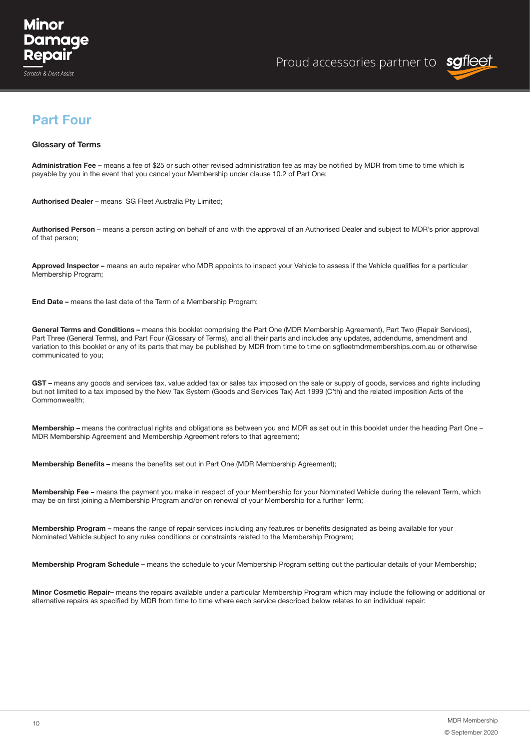# Part Four

**Glossary of Terms**

**Administration Fee –** means a fee of $25 or such other revised administration fee as may be notified by MDR from time to time which is payable by you in the event that you cancel your Membership under clause 10.2 of Part One;

**Authorised Dealer** – means SG Fleet Australia Pty Limited;

**Authorised Person** – means a person acting on behalf of and with the approval of an Authorised Dealer and subject to MDR's prior approval of that person;

**Approved Inspector –** means an auto repairer who MDR appoints to inspect your Vehicle to assess if the Vehicle qualifies for a particular Membership Program;

**End Date –** means the last date of the Term of a Membership Program;

**General Terms and Conditions –** means this booklet comprising the Part One (MDR Membership Agreement), Part Two (Repair Services), Part Three (General Terms), and Part Four (Glossary of Terms), and all their parts and includes any updates, addendums, amendment and variation to this booklet or any of its parts that may be published by MDR from time to time on sgfleetmdrmemberships.com.au or otherwise communicated to you;

**GST –** means any goods and services tax, value added tax or sales tax imposed on the sale or supply of goods, services and rights including but not limited to a tax imposed by the New Tax System (Goods and Services Tax) Act 1999 (C'th) and the related imposition Acts of the Commonwealth;

**Membership –** means the contractual rights and obligations as between you and MDR as set out in this booklet under the heading Part One – MDR Membership Agreement and Membership Agreement refers to that agreement;

**Membership Benefits –** means the benefits set out in Part One (MDR Membership Agreement);

**Membership Fee –** means the payment you make in respect of your Membership for your Nominated Vehicle during the relevant Term, which may be on first joining a Membership Program and/or on renewal of your Membership for a further Term;

**Membership Program –** means the range of repair services including any features or benefits designated as being available for your Nominated Vehicle subject to any rules conditions or constraints related to the Membership Program;

**Membership Program Schedule –** means the schedule to your Membership Program setting out the particular details of your Membership;

**Minor Cosmetic Repair–** means the repairs available under a particular Membership Program which may include the following or additional or alternative repairs as specified by MDR from time to time where each service described below relates to an individual repair: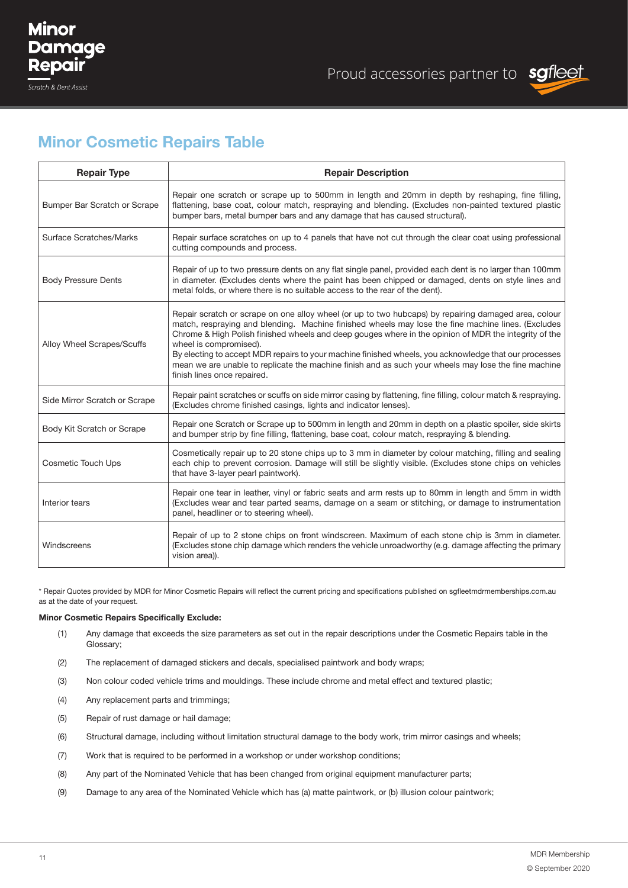## Minor Cosmetic Repairs Table

| Repair Type | Repair Description |
|---|---|
| Bumper Bar Scratch or Scrape | Repair one scratch or scrape up to 500mm in length and 20mm in depth by reshaping, fine filling, flattening, base coat, colour match, respraying and blending. (Excludes non-painted textured plastic bumper bars, metal bumper bars and any damage that has caused structural). |
| Surface Scratches/Marks | Repair surface scratches on up to 4 panels that have not cut through the clear coat using professional cutting compounds and process. |
| Body Pressure Dents | Repair of up to two pressure dents on any flat single panel, provided each dent is no larger than 100mm in diameter. (Excludes dents where the paint has been chipped or damaged, dents on style lines and metal folds, or where there is no suitable access to the rear of the dent). |
| Alloy Wheel Scrapes/Scuffs | Repair scratch or scrape on one alloy wheel (or up to two hubcaps) by repairing damaged area, colour match, respraying and blending. Machine finished wheels may lose the fine machine lines. (Excludes Chrome & High Polish finished wheels and deep gouges where in the opinion of MDR the integrity of the wheel is compromised).<br>By electing to accept MDR repairs to your machine finished wheels, you acknowledge that our processes mean we are unable to replicate the machine finish and as such your wheels may lose the fine machine finish lines once repaired. |
| Side Mirror Scratch or Scrape | Repair paint scratches or scuffs on side mirror casing by flattening, fine filling, colour match & respraying. (Excludes chrome finished casings, lights and indicator lenses). |
| Body Kit Scratch or Scrape | Repair one Scratch or Scrape up to 500mm in length and 20mm in depth on a plastic spoiler, side skirts and bumper strip by fine filling, flattening, base coat, colour match, respraying & blending. |
| Cosmetic Touch Ups | Cosmetically repair up to 20 stone chips up to 3 mm in diameter by colour matching, filling and sealing each chip to prevent corrosion. Damage will still be slightly visible. (Excludes stone chips on vehicles that have 3-layer pearl paintwork). |
| Interior tears | Repair one tear in leather, vinyl or fabric seats and arm rests up to 80mm in length and 5mm in width (Excludes wear and tear parted seams, damage on a seam or stitching, or damage to instrumentation panel, headliner or to steering wheel). |
| Windscreens | Repair of up to 2 stone chips on front windscreen. Maximum of each stone chip is 3mm in diameter. (Excludes stone chip damage which renders the vehicle unroadworthy (e.g. damage affecting the primary vision area)). |

* Repair Quotes provided by MDR for Minor Cosmetic Repairs will reflect the current pricing and specifications published on sgfleetmdrmemberships.com.au as at the date of your request.

**Minor Cosmetic Repairs Specifically Exclude:**

(1) Any damage that exceeds the size parameters as set out in the repair descriptions under the Cosmetic Repairs table in the Glossary;

(2) The replacement of damaged stickers and decals, specialised paintwork and body wraps;

(3) Non colour coded vehicle trims and mouldings. These include chrome and metal effect and textured plastic;

(4) Any replacement parts and trimmings;

(5) Repair of rust damage or hail damage;

(6) Structural damage, including without limitation structural damage to the body work, trim mirror casings and wheels;

(7) Work that is required to be performed in a workshop or under workshop conditions;

(8) Any part of the Nominated Vehicle that has been changed from original equipment manufacturer parts;

(9) Damage to any area of the Nominated Vehicle which has (a) matte paintwork, or (b) illusion colour paintwork;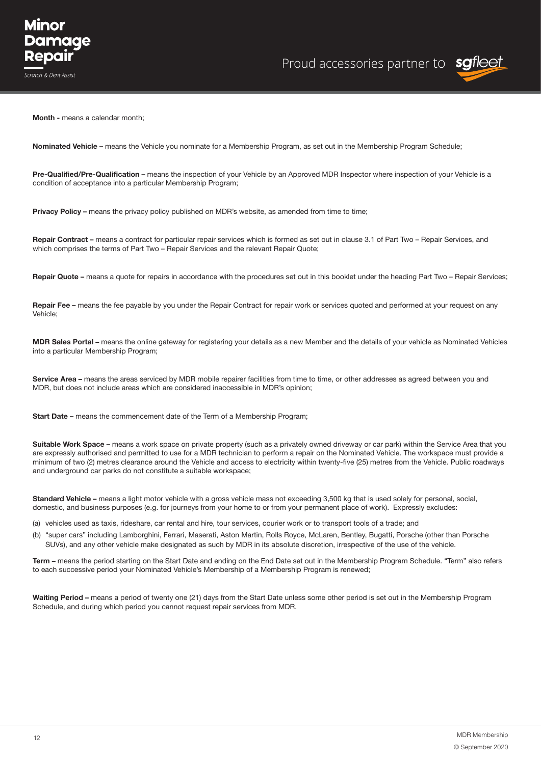**Month -** means a calendar month;

**Nominated Vehicle –** means the Vehicle you nominate for a Membership Program, as set out in the Membership Program Schedule;

**Pre-Qualified/Pre-Qualification –** means the inspection of your Vehicle by an Approved MDR Inspector where inspection of your Vehicle is a condition of acceptance into a particular Membership Program;

**Privacy Policy –** means the privacy policy published on MDR's website, as amended from time to time;

**Repair Contract –** means a contract for particular repair services which is formed as set out in clause 3.1 of Part Two – Repair Services, and which comprises the terms of Part Two – Repair Services and the relevant Repair Quote;

**Repair Quote –** means a quote for repairs in accordance with the procedures set out in this booklet under the heading Part Two – Repair Services;

**Repair Fee –** means the fee payable by you under the Repair Contract for repair work or services quoted and performed at your request on any Vehicle;

**MDR Sales Portal –** means the online gateway for registering your details as a new Member and the details of your vehicle as Nominated Vehicles into a particular Membership Program;

**Service Area –** means the areas serviced by MDR mobile repairer facilities from time to time, or other addresses as agreed between you and MDR, but does not include areas which are considered inaccessible in MDR's opinion;

**Start Date –** means the commencement date of the Term of a Membership Program;

**Suitable Work Space –** means a work space on private property (such as a privately owned driveway or car park) within the Service Area that you are expressly authorised and permitted to use for a MDR technician to perform a repair on the Nominated Vehicle. The workspace must provide a minimum of two (2) metres clearance around the Vehicle and access to electricity within twenty-five (25) metres from the Vehicle. Public roadways and underground car parks do not constitute a suitable workspace;

**Standard Vehicle –** means a light motor vehicle with a gross vehicle mass not exceeding 3,500 kg that is used solely for personal, social, domestic, and business purposes (e.g. for journeys from your home to or from your permanent place of work). Expressly excludes:

(a) vehicles used as taxis, rideshare, car rental and hire, tour services, courier work or to transport tools of a trade; and

(b) "super cars" including Lamborghini, Ferrari, Maserati, Aston Martin, Rolls Royce, McLaren, Bentley, Bugatti, Porsche (other than Porsche SUVs), and any other vehicle make designated as such by MDR in its absolute discretion, irrespective of the use of the vehicle.

**Term –** means the period starting on the Start Date and ending on the End Date set out in the Membership Program Schedule. "Term" also refers to each successive period your Nominated Vehicle's Membership of a Membership Program is renewed;

**Waiting Period –** means a period of twenty one (21) days from the Start Date unless some other period is set out in the Membership Program Schedule, and during which period you cannot request repair services from MDR.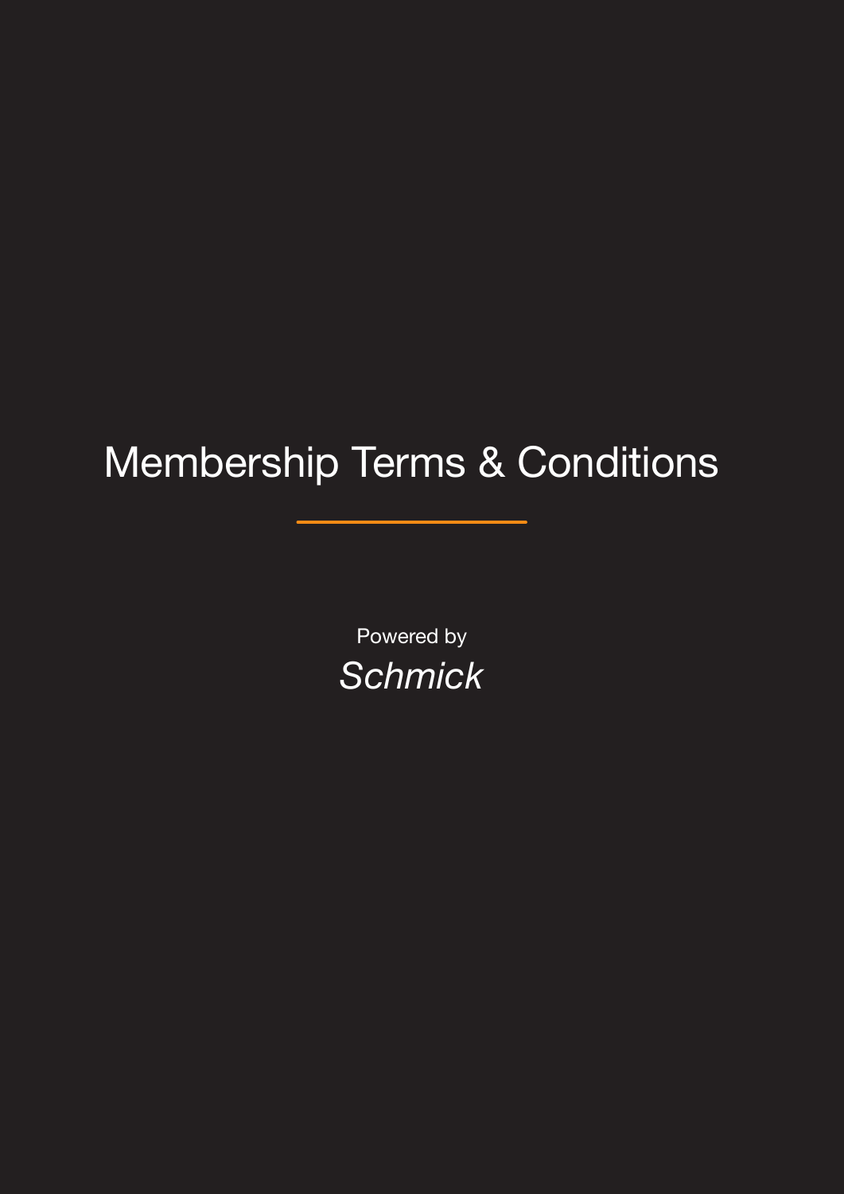# Membership Terms & Conditions

Powered by

*Schmick*